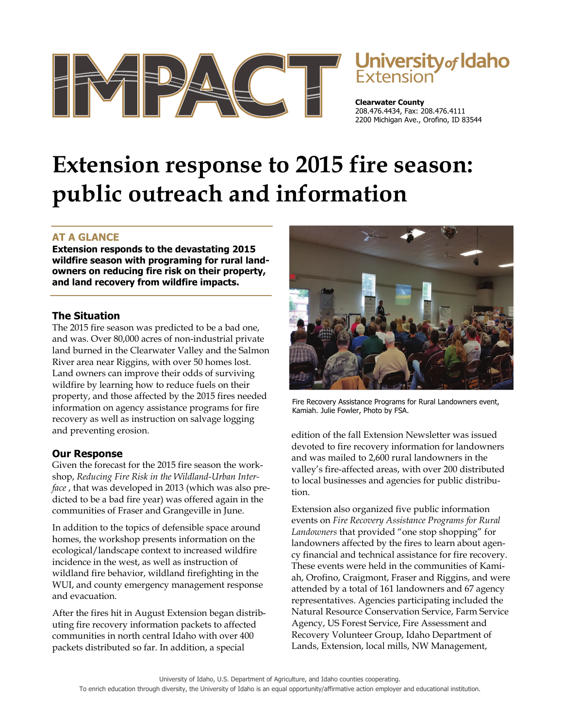# IMPACT

University of Idaho Extension

**Clearwater County**
208.476.4434, Fax: 208.476.4111
2200 Michigan Ave., Orofino, ID 83544

# Extension response to 2015 fire season: public outreach and information

## AT A GLANCE

**Extension responds to the devastating 2015 wildfire season with programing for rural landowners on reducing fire risk on their property, and land recovery from wildfire impacts.**

### The Situation

The 2015 fire season was predicted to be a bad one, and was. Over 80,000 acres of non-industrial private land burned in the Clearwater Valley and the Salmon River area near Riggins, with over 50 homes lost. Land owners can improve their odds of surviving wildfire by learning how to reduce fuels on their property, and those affected by the 2015 fires needed information on agency assistance programs for fire recovery as well as instruction on salvage logging and preventing erosion.

### Our Response

Given the forecast for the 2015 fire season the workshop, *Reducing Fire Risk in the Wildland-Urban Interface* , that was developed in 2013 (which was also predicted to be a bad fire year) was offered again in the communities of Fraser and Grangeville in June.

In addition to the topics of defensible space around homes, the workshop presents information on the ecological/landscape context to increased wildfire incidence in the west, as well as instruction of wildland fire behavior, wildland firefighting in the WUI, and county emergency management response and evacuation.

After the fires hit in August Extension began distributing fire recovery information packets to affected communities in north central Idaho with over 400 packets distributed so far. In addition, a special edition of the fall Extension Newsletter was issued devoted to fire recovery information for landowners and was mailed to 2,600 rural landowners in the valley's fire-affected areas, with over 200 distributed to local businesses and agencies for public distribution.

Fire Recovery Assistance Programs for Rural Landowners event, Kamiah. Julie Fowler, Photo by FSA.

Extension also organized five public information events on *Fire Recovery Assistance Programs for Rural Landowners* that provided "one stop shopping" for landowners affected by the fires to learn about agency financial and technical assistance for fire recovery. These events were held in the communities of Kamiah, Orofino, Craigmont, Fraser and Riggins, and were attended by a total of 161 landowners and 67 agency representatives. Agencies participating included the Natural Resource Conservation Service, Farm Service Agency, US Forest Service, Fire Assessment and Recovery Volunteer Group, Idaho Department of Lands, Extension, local mills, NW Management,

University of Idaho, U.S. Department of Agriculture, and Idaho counties cooperating.
To enrich education through diversity, the University of Idaho is an equal opportunity/affirmative action employer and educational institution.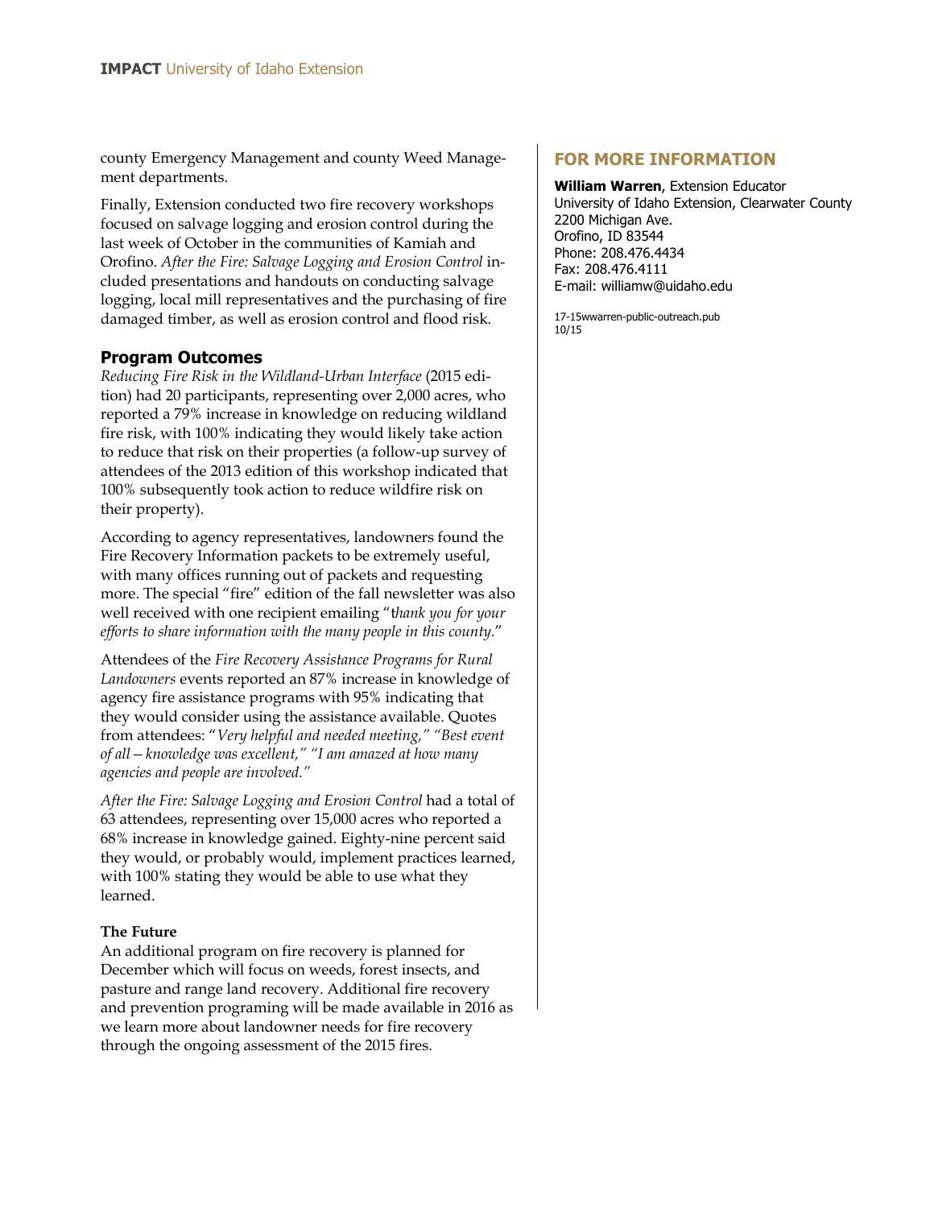county Emergency Management and county Weed Management departments.

Finally, Extension conducted two fire recovery workshops focused on salvage logging and erosion control during the last week of October in the communities of Kamiah and Orofino. *After the Fire: Salvage Logging and Erosion Control* included presentations and handouts on conducting salvage logging, local mill representatives and the purchasing of fire damaged timber, as well as erosion control and flood risk.

## Program Outcomes

*Reducing Fire Risk in the Wildland-Urban Interface* (2015 edition) had 20 participants, representing over 2,000 acres, who reported a 79% increase in knowledge on reducing wildland fire risk, with 100% indicating they would likely take action to reduce that risk on their properties (a follow-up survey of attendees of the 2013 edition of this workshop indicated that 100% subsequently took action to reduce wildfire risk on their property).

According to agency representatives, landowners found the Fire Recovery Information packets to be extremely useful, with many offices running out of packets and requesting more. The special "fire" edition of the fall newsletter was also well received with one recipient emailing "*thank you for your efforts to share information with the many people in this county.*"

Attendees of the *Fire Recovery Assistance Programs for Rural Landowners* events reported an 87% increase in knowledge of agency fire assistance programs with 95% indicating that they would consider using the assistance available. Quotes from attendees: "*Very helpful and needed meeting,*" "*Best event of all—knowledge was excellent,*" "*I am amazed at how many agencies and people are involved.*"

*After the Fire: Salvage Logging and Erosion Control* had a total of 63 attendees, representing over 15,000 acres who reported a 68% increase in knowledge gained. Eighty-nine percent said they would, or probably would, implement practices learned, with 100% stating they would be able to use what they learned.

### The Future

An additional program on fire recovery is planned for December which will focus on weeds, forest insects, and pasture and range land recovery. Additional fire recovery and prevention programing will be made available in 2016 as we learn more about landowner needs for fire recovery through the ongoing assessment of the 2015 fires.

## FOR MORE INFORMATION

**William Warren**, Extension Educator
University of Idaho Extension, Clearwater County
2200 Michigan Ave.
Orofino, ID 83544
Phone: 208.476.4434
Fax: 208.476.4111
E-mail: williamw@uidaho.edu

17-15wwarren-public-outreach.pub
10/15